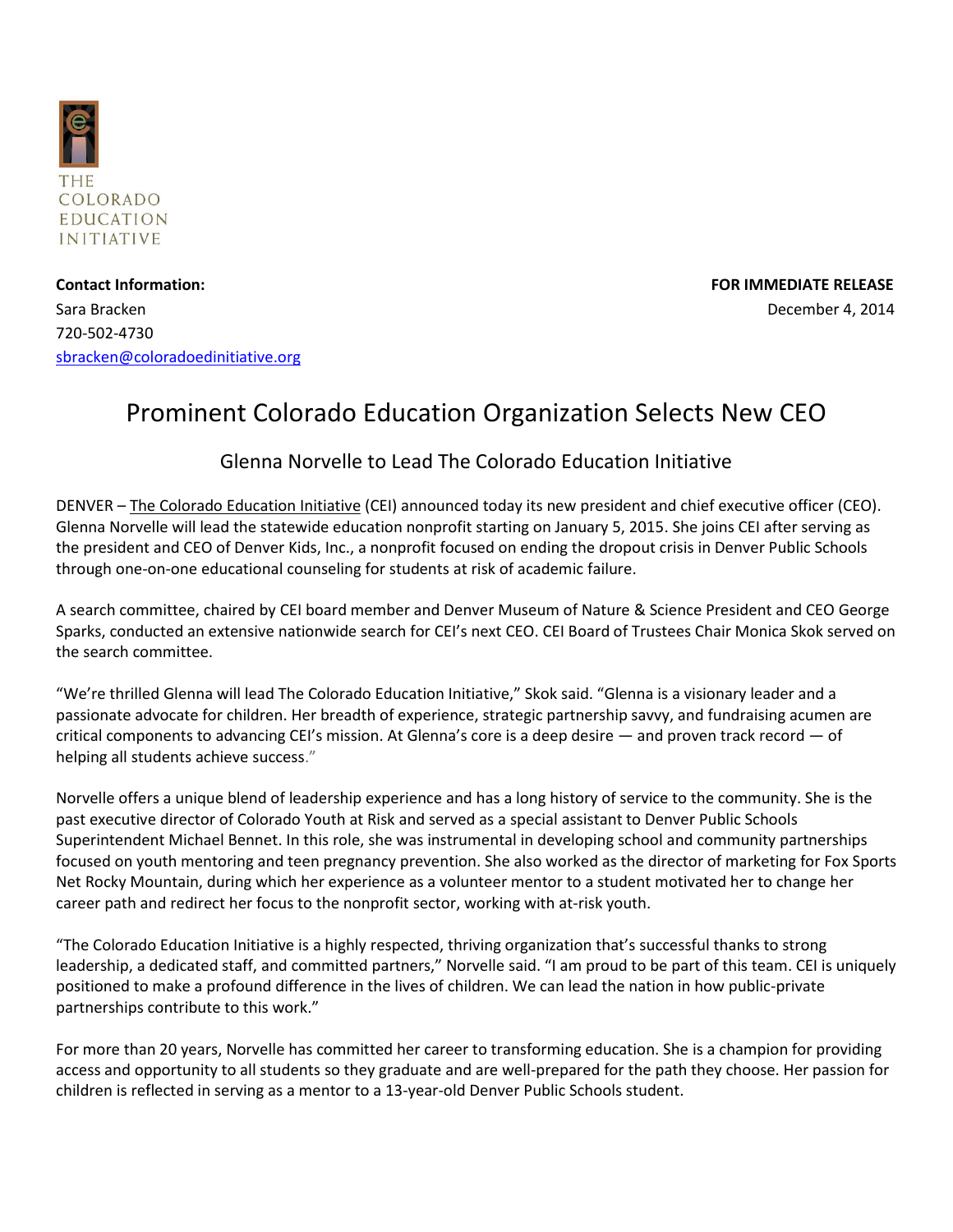THE COLORADO EDUCATION INITIATIVE

**Contact Information:**
Sara Bracken
720-502-4730
sbracken@coloradoedinitiative.org

**FOR IMMEDIATE RELEASE**
December 4, 2014

# Prominent Colorado Education Organization Selects New CEO

## Glenna Norvelle to Lead The Colorado Education Initiative

DENVER – The Colorado Education Initiative (CEI) announced today its new president and chief executive officer (CEO). Glenna Norvelle will lead the statewide education nonprofit starting on January 5, 2015. She joins CEI after serving as the president and CEO of Denver Kids, Inc., a nonprofit focused on ending the dropout crisis in Denver Public Schools through one-on-one educational counseling for students at risk of academic failure.

A search committee, chaired by CEI board member and Denver Museum of Nature & Science President and CEO George Sparks, conducted an extensive nationwide search for CEI's next CEO. CEI Board of Trustees Chair Monica Skok served on the search committee.

"We're thrilled Glenna will lead The Colorado Education Initiative," Skok said. "Glenna is a visionary leader and a passionate advocate for children. Her breadth of experience, strategic partnership savvy, and fundraising acumen are critical components to advancing CEI's mission. At Glenna's core is a deep desire — and proven track record — of helping all students achieve success."

Norvelle offers a unique blend of leadership experience and has a long history of service to the community. She is the past executive director of Colorado Youth at Risk and served as a special assistant to Denver Public Schools Superintendent Michael Bennet. In this role, she was instrumental in developing school and community partnerships focused on youth mentoring and teen pregnancy prevention. She also worked as the director of marketing for Fox Sports Net Rocky Mountain, during which her experience as a volunteer mentor to a student motivated her to change her career path and redirect her focus to the nonprofit sector, working with at-risk youth.

"The Colorado Education Initiative is a highly respected, thriving organization that's successful thanks to strong leadership, a dedicated staff, and committed partners," Norvelle said. "I am proud to be part of this team. CEI is uniquely positioned to make a profound difference in the lives of children. We can lead the nation in how public-private partnerships contribute to this work."

For more than 20 years, Norvelle has committed her career to transforming education. She is a champion for providing access and opportunity to all students so they graduate and are well-prepared for the path they choose. Her passion for children is reflected in serving as a mentor to a 13-year-old Denver Public Schools student.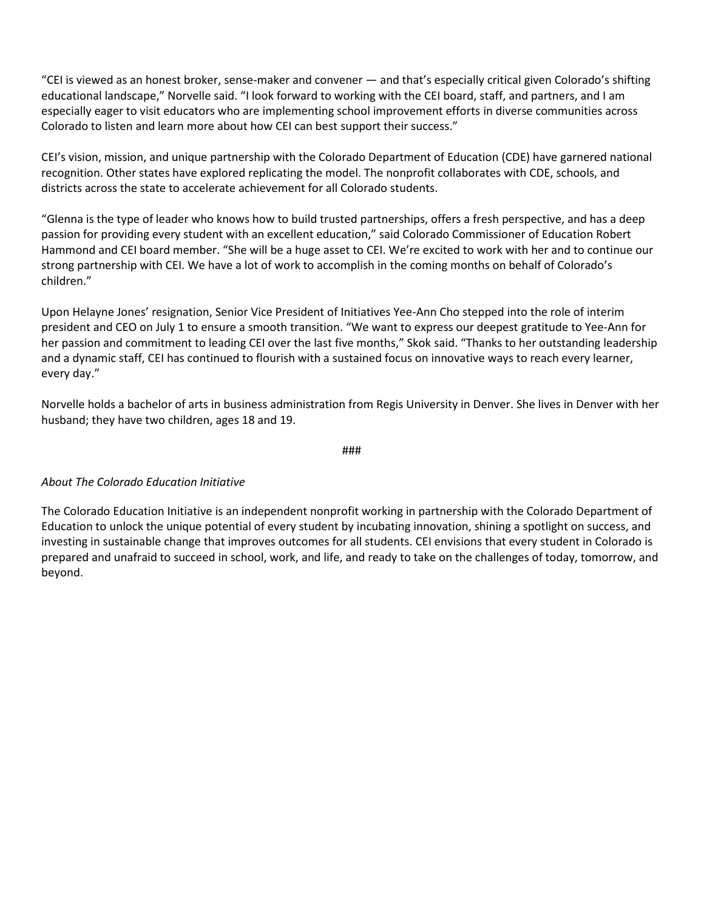"CEI is viewed as an honest broker, sense-maker and convener — and that's especially critical given Colorado's shifting educational landscape," Norvelle said. "I look forward to working with the CEI board, staff, and partners, and I am especially eager to visit educators who are implementing school improvement efforts in diverse communities across Colorado to listen and learn more about how CEI can best support their success."

CEI's vision, mission, and unique partnership with the Colorado Department of Education (CDE) have garnered national recognition. Other states have explored replicating the model. The nonprofit collaborates with CDE, schools, and districts across the state to accelerate achievement for all Colorado students.

"Glenna is the type of leader who knows how to build trusted partnerships, offers a fresh perspective, and has a deep passion for providing every student with an excellent education," said Colorado Commissioner of Education Robert Hammond and CEI board member. "She will be a huge asset to CEI. We're excited to work with her and to continue our strong partnership with CEI. We have a lot of work to accomplish in the coming months on behalf of Colorado's children."

Upon Helayne Jones' resignation, Senior Vice President of Initiatives Yee-Ann Cho stepped into the role of interim president and CEO on July 1 to ensure a smooth transition. "We want to express our deepest gratitude to Yee-Ann for her passion and commitment to leading CEI over the last five months," Skok said. "Thanks to her outstanding leadership and a dynamic staff, CEI has continued to flourish with a sustained focus on innovative ways to reach every learner, every day."

Norvelle holds a bachelor of arts in business administration from Regis University in Denver. She lives in Denver with her husband; they have two children, ages 18 and 19.

###

*About The Colorado Education Initiative*

The Colorado Education Initiative is an independent nonprofit working in partnership with the Colorado Department of Education to unlock the unique potential of every student by incubating innovation, shining a spotlight on success, and investing in sustainable change that improves outcomes for all students. CEI envisions that every student in Colorado is prepared and unafraid to succeed in school, work, and life, and ready to take on the challenges of today, tomorrow, and beyond.